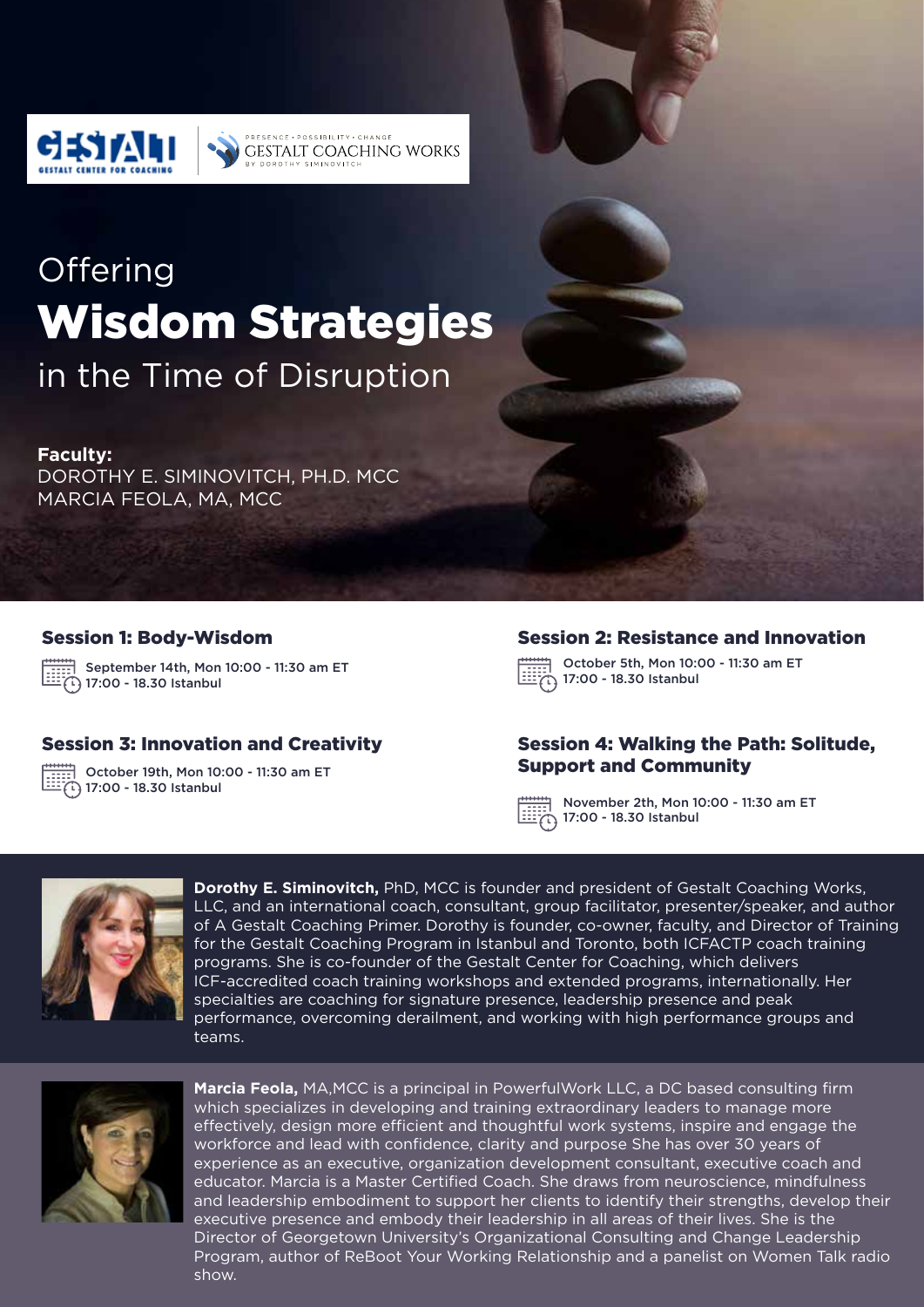GESTALT
GESTALT CENTER FOR COACHING

PRESENCE · POSSIBILITY · CHANGE
GESTALT COACHING WORKS
BY DOROTHY SIMINOVITCH

Offering

# Wisdom Strategies

in the Time of Disruption

**Faculty:**
DOROTHY E. SIMINOVITCH, PH.D. MCC
MARCIA FEOLA, MA, MCC

### Session 1: Body-Wisdom

September 14th, Mon 10:00 - 11:30 am ET
17:00 - 18.30 Istanbul

### Session 2: Resistance and Innovation

October 5th, Mon 10:00 - 11:30 am ET
17:00 - 18.30 Istanbul

### Session 3: Innovation and Creativity

October 19th, Mon 10:00 - 11:30 am ET
17:00 - 18.30 Istanbul

### Session 4: Walking the Path: Solitude, Support and Community

November 2th, Mon 10:00 - 11:30 am ET
17:00 - 18.30 Istanbul

**Dorothy E. Siminovitch,** PhD, MCC is founder and president of Gestalt Coaching Works, LLC, and an international coach, consultant, group facilitator, presenter/speaker, and author of A Gestalt Coaching Primer. Dorothy is founder, co-owner, faculty, and Director of Training for the Gestalt Coaching Program in Istanbul and Toronto, both ICFACTP coach training programs. She is co-founder of the Gestalt Center for Coaching, which delivers ICF-accredited coach training workshops and extended programs, internationally. Her specialties are coaching for signature presence, leadership presence and peak performance, overcoming derailment, and working with high performance groups and teams.

**Marcia Feola,** MA,MCC is a principal in PowerfulWork LLC, a DC based consulting firm which specializes in developing and training extraordinary leaders to manage more effectively, design more efficient and thoughtful work systems, inspire and engage the workforce and lead with confidence, clarity and purpose She has over 30 years of experience as an executive, organization development consultant, executive coach and educator. Marcia is a Master Certified Coach. She draws from neuroscience, mindfulness and leadership embodiment to support her clients to identify their strengths, develop their executive presence and embody their leadership in all areas of their lives. She is the Director of Georgetown University's Organizational Consulting and Change Leadership Program, author of ReBoot Your Working Relationship and a panelist on Women Talk radio show.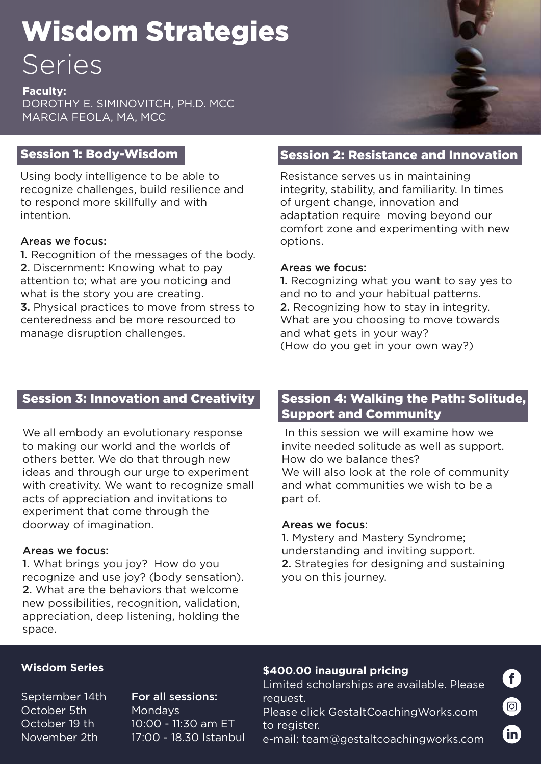# Wisdom Strategies Series

**Faculty:**
DOROTHY E. SIMINOVITCH, PH.D. MCC
MARCIA FEOLA, MA, MCC

## Session 1: Body-Wisdom

Using body intelligence to be able to recognize challenges, build resilience and to respond more skillfully and with intention.

Areas we focus:

1. Recognition of the messages of the body.
2. Discernment: Knowing what to pay attention to; what are you noticing and what is the story you are creating.
3. Physical practices to move from stress to centeredness and be more resourced to manage disruption challenges.

## Session 2: Resistance and Innovation

Resistance serves us in maintaining integrity, stability, and familiarity. In times of urgent change, innovation and adaptation require moving beyond our comfort zone and experimenting with new options.

Areas we focus:

1. Recognizing what you want to say yes to and no to and your habitual patterns.
2. Recognizing how to stay in integrity. What are you choosing to move towards and what gets in your way? (How do you get in your own way?)

## Session 3: Innovation and Creativity

We all embody an evolutionary response to making our world and the worlds of others better. We do that through new ideas and through our urge to experiment with creativity. We want to recognize small acts of appreciation and invitations to experiment that come through the doorway of imagination.

Areas we focus:

1. What brings you joy? How do you recognize and use joy? (body sensation).
2. What are the behaviors that welcome new possibilities, recognition, validation, appreciation, deep listening, holding the space.

## Session 4: Walking the Path: Solitude, Support and Community

In this session we will examine how we invite needed solitude as well as support. How do we balance thes?
We will also look at the role of community and what communities we wish to be a part of.

Areas we focus:

1. Mystery and Mastery Syndrome; understanding and inviting support.
2. Strategies for designing and sustaining you on this journey.

**Wisdom Series**

September 14th
October 5th
October 19 th
November 2th

For all sessions:
Mondays
10:00 - 11:30 am ET
17:00 - 18.30 Istanbul

**$400.00 inaugural pricing**
Limited scholarships are available. Please request.
Please click GestaltCoachingWorks.com to register.
e-mail: team@gestaltcoachingworks.com